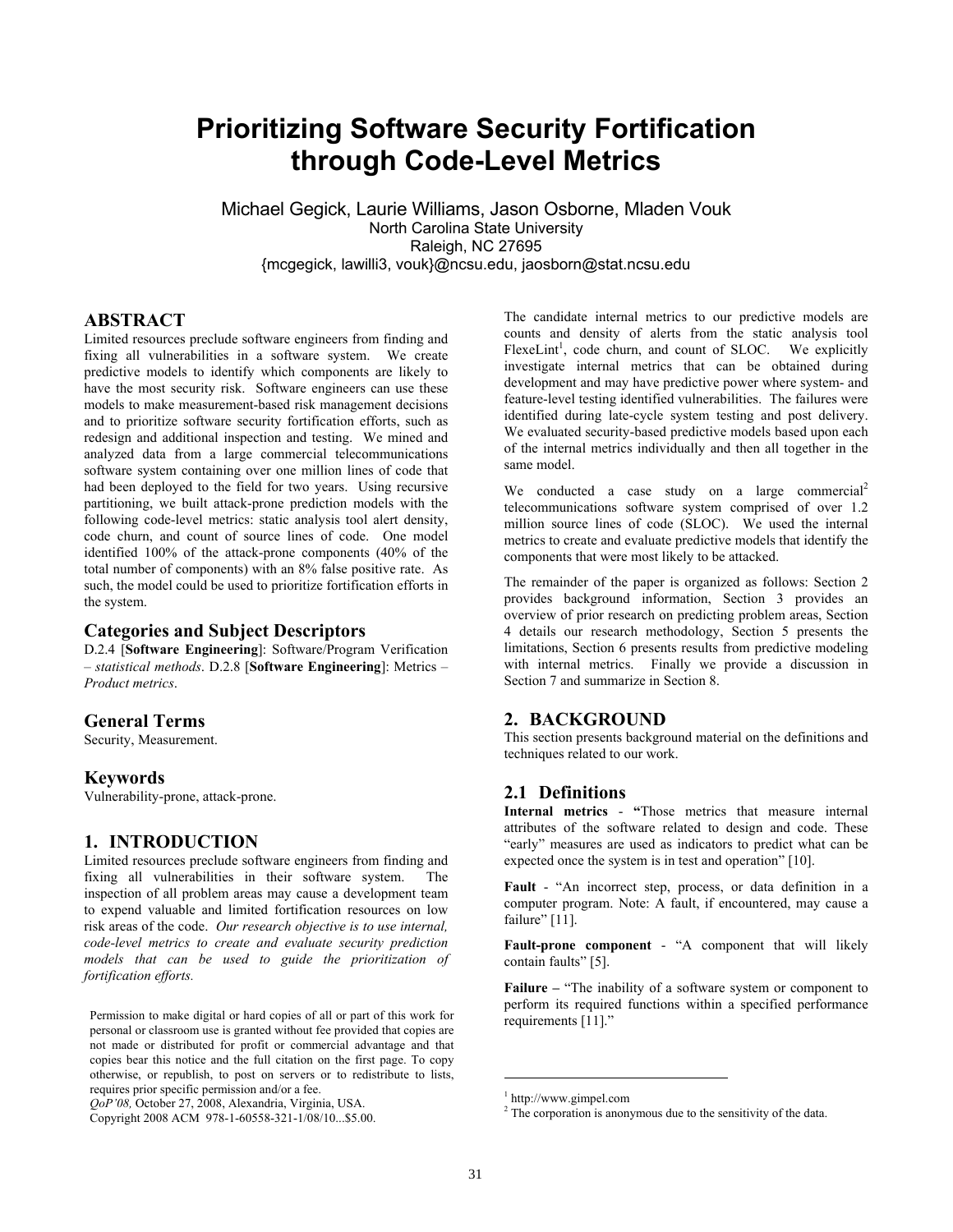# Prioritizing Software Security Fortification through Code-Level Metrics

Michael Gegick, Laurie Williams, Jason Osborne, Mladen Vouk
North Carolina State University
Raleigh, NC 27695
{mcgegick, lawilli3, vouk}@ncsu.edu, jaosborn@stat.ncsu.edu

## ABSTRACT

Limited resources preclude software engineers from finding and fixing all vulnerabilities in a software system. We create predictive models to identify which components are likely to have the most security risk. Software engineers can use these models to make measurement-based risk management decisions and to prioritize software security fortification efforts, such as redesign and additional inspection and testing. We mined and analyzed data from a large commercial telecommunications software system containing over one million lines of code that had been deployed to the field for two years. Using recursive partitioning, we built attack-prone prediction models with the following code-level metrics: static analysis tool alert density, code churn, and count of source lines of code. One model identified 100% of the attack-prone components (40% of the total number of components) with an 8% false positive rate. As such, the model could be used to prioritize fortification efforts in the system.

### Categories and Subject Descriptors

D.2.4 [**Software Engineering**]: Software/Program Verification – *statistical methods*. D.2.8 [**Software Engineering**]: Metrics – *Product metrics*.

### General Terms

Security, Measurement.

### Keywords

Vulnerability-prone, attack-prone.

## 1. INTRODUCTION

Limited resources preclude software engineers from finding and fixing all vulnerabilities in their software system. The inspection of all problem areas may cause a development team to expend valuable and limited fortification resources on low risk areas of the code. *Our research objective is to use internal, code-level metrics to create and evaluate security prediction models that can be used to guide the prioritization of fortification efforts.*

The candidate internal metrics to our predictive models are counts and density of alerts from the static analysis tool FlexeLint[1], code churn, and count of SLOC. We explicitly investigate internal metrics that can be obtained during development and may have predictive power where system- and feature-level testing identified vulnerabilities. The failures were identified during late-cycle system testing and post delivery. We evaluated security-based predictive models based upon each of the internal metrics individually and then all together in the same model.

We conducted a case study on a large commercial[2] telecommunications software system comprised of over 1.2 million source lines of code (SLOC). We used the internal metrics to create and evaluate predictive models that identify the components that were most likely to be attacked.

The remainder of the paper is organized as follows: Section 2 provides background information, Section 3 provides an overview of prior research on predicting problem areas, Section 4 details our research methodology, Section 5 presents the limitations, Section 6 presents results from predictive modeling with internal metrics. Finally we provide a discussion in Section 7 and summarize in Section 8.

## 2. BACKGROUND

This section presents background material on the definitions and techniques related to our work.

### 2.1 Definitions

**Internal metrics** - **"**Those metrics that measure internal attributes of the software related to design and code. These "early" measures are used as indicators to predict what can be expected once the system is in test and operation" [10].

**Fault** - "An incorrect step, process, or data definition in a computer program. Note: A fault, if encountered, may cause a failure" [11].

**Fault-prone component** - "A component that will likely contain faults" [5].

**Failure –** "The inability of a software system or component to perform its required functions within a specified performance requirements [11]."

Permission to make digital or hard copies of all or part of this work for personal or classroom use is granted without fee provided that copies are not made or distributed for profit or commercial advantage and that copies bear this notice and the full citation on the first page. To copy otherwise, or republish, to post on servers or to redistribute to lists, requires prior specific permission and/or a fee.
*QoP'08,* October 27, 2008, Alexandria, Virginia, USA.
Copyright 2008 ACM 978-1-60558-321-1/08/10...$5.00.

[1] http://www.gimpel.com
[2] The corporation is anonymous due to the sensitivity of the data.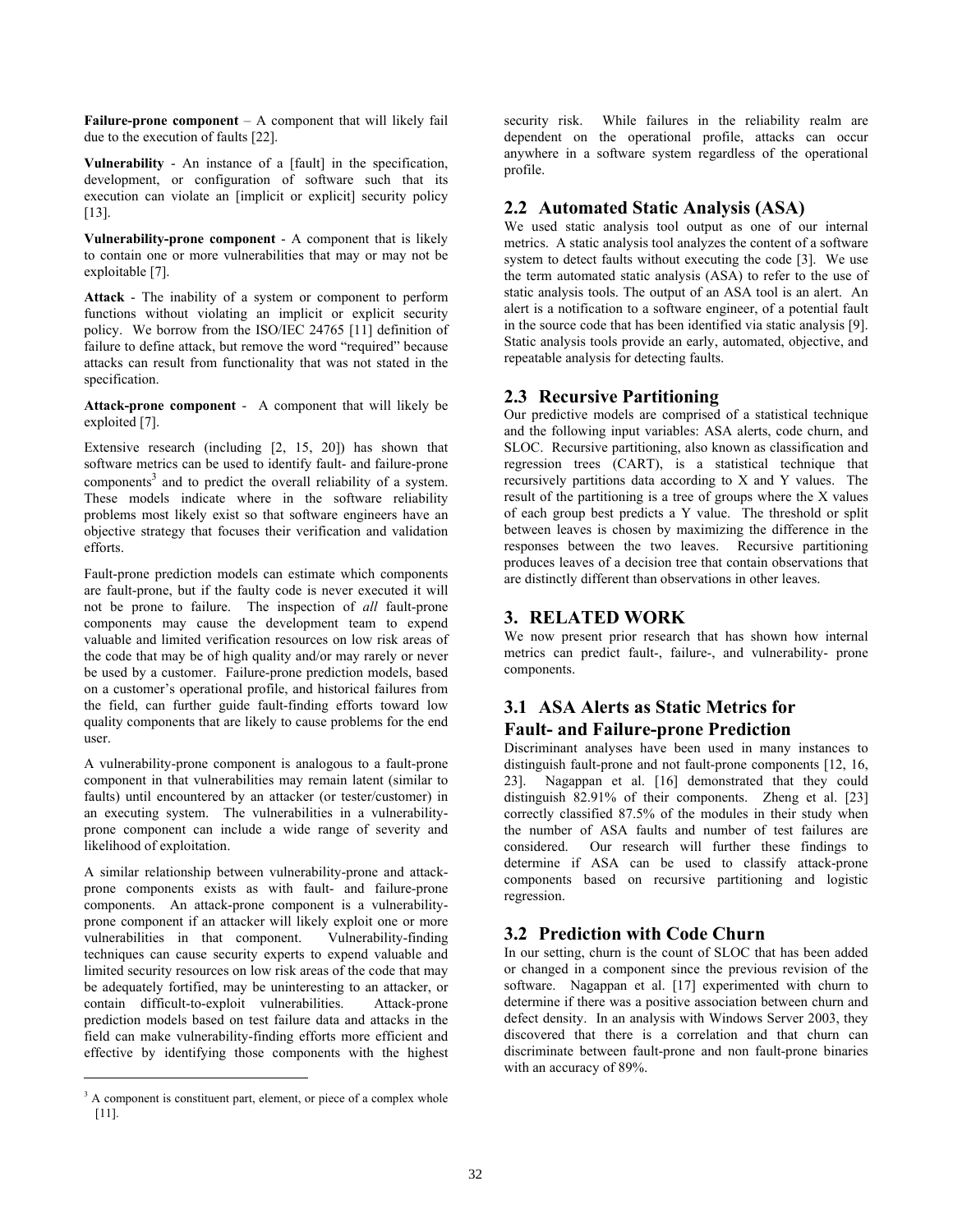**Failure-prone component** – A component that will likely fail due to the execution of faults [22].

**Vulnerability** - An instance of a [fault] in the specification, development, or configuration of software such that its execution can violate an [implicit or explicit] security policy [13].

**Vulnerability-prone component** - A component that is likely to contain one or more vulnerabilities that may or may not be exploitable [7].

**Attack** - The inability of a system or component to perform functions without violating an implicit or explicit security policy. We borrow from the ISO/IEC 24765 [11] definition of failure to define attack, but remove the word "required" because attacks can result from functionality that was not stated in the specification.

**Attack-prone component** - A component that will likely be exploited [7].

Extensive research (including [2, 15, 20]) has shown that software metrics can be used to identify fault- and failure-prone components[3] and to predict the overall reliability of a system. These models indicate where in the software reliability problems most likely exist so that software engineers have an objective strategy that focuses their verification and validation efforts.

Fault-prone prediction models can estimate which components are fault-prone, but if the faulty code is never executed it will not be prone to failure. The inspection of *all* fault-prone components may cause the development team to expend valuable and limited verification resources on low risk areas of the code that may be of high quality and/or may rarely or never be used by a customer. Failure-prone prediction models, based on a customer's operational profile, and historical failures from the field, can further guide fault-finding efforts toward low quality components that are likely to cause problems for the end user.

A vulnerability-prone component is analogous to a fault-prone component in that vulnerabilities may remain latent (similar to faults) until encountered by an attacker (or tester/customer) in an executing system. The vulnerabilities in a vulnerability-prone component can include a wide range of severity and likelihood of exploitation.

A similar relationship between vulnerability-prone and attack-prone components exists as with fault- and failure-prone components. An attack-prone component is a vulnerability-prone component if an attacker will likely exploit one or more vulnerabilities in that component. Vulnerability-finding techniques can cause security experts to expend valuable and limited security resources on low risk areas of the code that may be adequately fortified, may be uninteresting to an attacker, or contain difficult-to-exploit vulnerabilities. Attack-prone prediction models based on test failure data and attacks in the field can make vulnerability-finding efforts more efficient and effective by identifying those components with the highest security risk. While failures in the reliability realm are dependent on the operational profile, attacks can occur anywhere in a software system regardless of the operational profile.

[3] A component is constituent part, element, or piece of a complex whole [11].

## 2.2 Automated Static Analysis (ASA)

We used static analysis tool output as one of our internal metrics. A static analysis tool analyzes the content of a software system to detect faults without executing the code [3]. We use the term automated static analysis (ASA) to refer to the use of static analysis tools. The output of an ASA tool is an alert. An alert is a notification to a software engineer, of a potential fault in the source code that has been identified via static analysis [9]. Static analysis tools provide an early, automated, objective, and repeatable analysis for detecting faults.

## 2.3 Recursive Partitioning

Our predictive models are comprised of a statistical technique and the following input variables: ASA alerts, code churn, and SLOC. Recursive partitioning, also known as classification and regression trees (CART), is a statistical technique that recursively partitions data according to X and Y values. The result of the partitioning is a tree of groups where the X values of each group best predicts a Y value. The threshold or split between leaves is chosen by maximizing the difference in the responses between the two leaves. Recursive partitioning produces leaves of a decision tree that contain observations that are distinctly different than observations in other leaves.

# 3. RELATED WORK

We now present prior research that has shown how internal metrics can predict fault-, failure-, and vulnerability- prone components.

## 3.1 ASA Alerts as Static Metrics for Fault- and Failure-prone Prediction

Discriminant analyses have been used in many instances to distinguish fault-prone and not fault-prone components [12, 16, 23]. Nagappan et al. [16] demonstrated that they could distinguish 82.91% of their components. Zheng et al. [23] correctly classified 87.5% of the modules in their study when the number of ASA faults and number of test failures are considered. Our research will further these findings to determine if ASA can be used to classify attack-prone components based on recursive partitioning and logistic regression.

## 3.2 Prediction with Code Churn

In our setting, churn is the count of SLOC that has been added or changed in a component since the previous revision of the software. Nagappan et al. [17] experimented with churn to determine if there was a positive association between churn and defect density. In an analysis with Windows Server 2003, they discovered that there is a correlation and that churn can discriminate between fault-prone and non fault-prone binaries with an accuracy of 89%.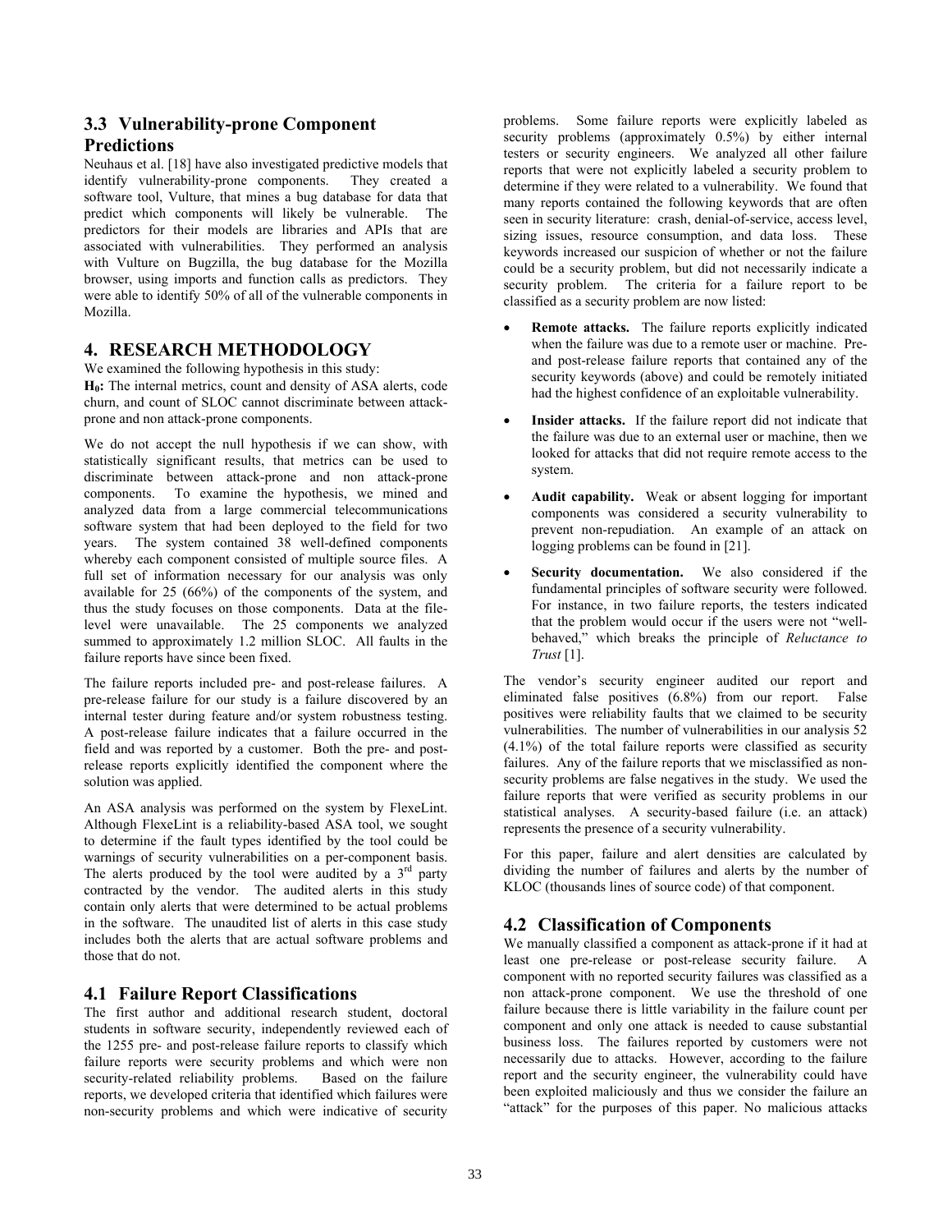### 3.3 Vulnerability-prone Component Predictions

Neuhaus et al. [18] have also investigated predictive models that identify vulnerability-prone components. They created a software tool, Vulture, that mines a bug database for data that predict which components will likely be vulnerable. The predictors for their models are libraries and APIs that are associated with vulnerabilities. They performed an analysis with Vulture on Bugzilla, the bug database for the Mozilla browser, using imports and function calls as predictors. They were able to identify 50% of all of the vulnerable components in Mozilla.

## 4. RESEARCH METHODOLOGY

We examined the following hypothesis in this study:

**$H_0$:** The internal metrics, count and density of ASA alerts, code churn, and count of SLOC cannot discriminate between attack-prone and non attack-prone components.

We do not accept the null hypothesis if we can show, with statistically significant results, that metrics can be used to discriminate between attack-prone and non attack-prone components. To examine the hypothesis, we mined and analyzed data from a large commercial telecommunications software system that had been deployed to the field for two years. The system contained 38 well-defined components whereby each component consisted of multiple source files. A full set of information necessary for our analysis was only available for 25 (66%) of the components of the system, and thus the study focuses on those components. Data at the file-level were unavailable. The 25 components we analyzed summed to approximately 1.2 million SLOC. All faults in the failure reports have since been fixed.

The failure reports included pre- and post-release failures. A pre-release failure for our study is a failure discovered by an internal tester during feature and/or system robustness testing. A post-release failure indicates that a failure occurred in the field and was reported by a customer. Both the pre- and post-release reports explicitly identified the component where the solution was applied.

An ASA analysis was performed on the system by FlexeLint. Although FlexeLint is a reliability-based ASA tool, we sought to determine if the fault types identified by the tool could be warnings of security vulnerabilities on a per-component basis. The alerts produced by the tool were audited by a 3rd party contracted by the vendor. The audited alerts in this study contain only alerts that were determined to be actual problems in the software. The unaudited list of alerts in this case study includes both the alerts that are actual software problems and those that do not.

### 4.1 Failure Report Classifications

The first author and additional research student, doctoral students in software security, independently reviewed each of the 1255 pre- and post-release failure reports to classify which failure reports were security problems and which were non security-related reliability problems. Based on the failure reports, we developed criteria that identified which failures were non-security problems and which were indicative of security problems. Some failure reports were explicitly labeled as security problems (approximately 0.5%) by either internal testers or security engineers. We analyzed all other failure reports that were not explicitly labeled a security problem to determine if they were related to a vulnerability. We found that many reports contained the following keywords that are often seen in security literature: crash, denial-of-service, access level, sizing issues, resource consumption, and data loss. These keywords increased our suspicion of whether or not the failure could be a security problem, but did not necessarily indicate a security problem. The criteria for a failure report to be classified as a security problem are now listed:

- **Remote attacks.** The failure reports explicitly indicated when the failure was due to a remote user or machine. Pre- and post-release failure reports that contained any of the security keywords (above) and could be remotely initiated had the highest confidence of an exploitable vulnerability.
- **Insider attacks.** If the failure report did not indicate that the failure was due to an external user or machine, then we looked for attacks that did not require remote access to the system.
- **Audit capability.** Weak or absent logging for important components was considered a security vulnerability to prevent non-repudiation. An example of an attack on logging problems can be found in [21].
- **Security documentation.** We also considered if the fundamental principles of software security were followed. For instance, in two failure reports, the testers indicated that the problem would occur if the users were not "well-behaved," which breaks the principle of *Reluctance to Trust* [1].

The vendor's security engineer audited our report and eliminated false positives (6.8%) from our report. False positives were reliability faults that we claimed to be security vulnerabilities. The number of vulnerabilities in our analysis 52 (4.1%) of the total failure reports were classified as security failures. Any of the failure reports that we misclassified as non-security problems are false negatives in the study. We used the failure reports that were verified as security problems in our statistical analyses. A security-based failure (i.e. an attack) represents the presence of a security vulnerability.

For this paper, failure and alert densities are calculated by dividing the number of failures and alerts by the number of KLOC (thousands lines of source code) of that component.

### 4.2 Classification of Components

We manually classified a component as attack-prone if it had at least one pre-release or post-release security failure. A component with no reported security failures was classified as a non attack-prone component. We use the threshold of one failure because there is little variability in the failure count per component and only one attack is needed to cause substantial business loss. The failures reported by customers were not necessarily due to attacks. However, according to the failure report and the security engineer, the vulnerability could have been exploited maliciously and thus we consider the failure an "attack" for the purposes of this paper. No malicious attacks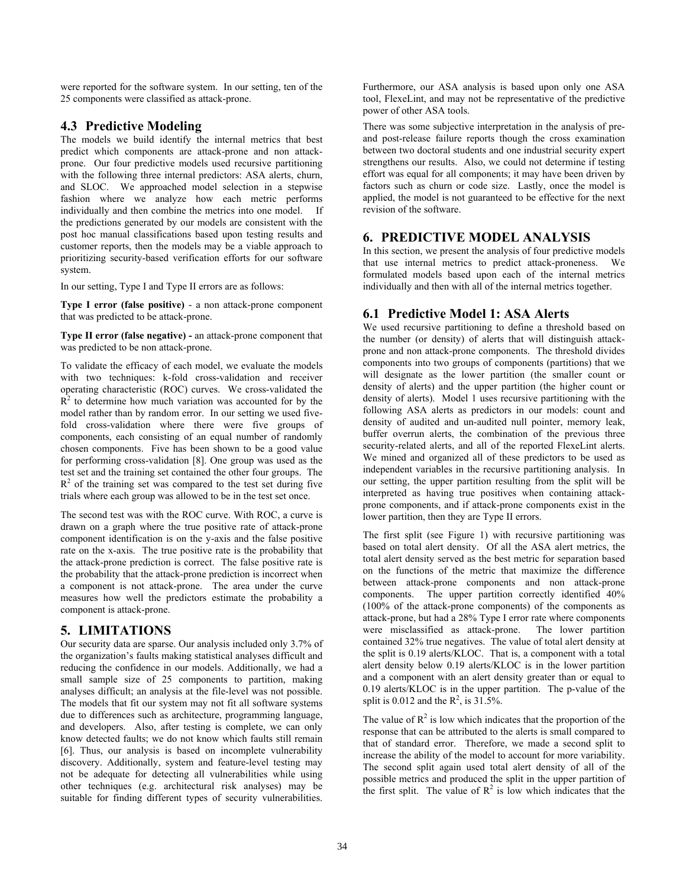were reported for the software system. In our setting, ten of the 25 components were classified as attack-prone.

## 4.3 Predictive Modeling

The models we build identify the internal metrics that best predict which components are attack-prone and non attack-prone. Our four predictive models used recursive partitioning with the following three internal predictors: ASA alerts, churn, and SLOC. We approached model selection in a stepwise fashion where we analyze how each metric performs individually and then combine the metrics into one model. If the predictions generated by our models are consistent with the post hoc manual classifications based upon testing results and customer reports, then the models may be a viable approach to prioritizing security-based verification efforts for our software system.

In our setting, Type I and Type II errors are as follows:

**Type I error (false positive)** - a non attack-prone component that was predicted to be attack-prone.

**Type II error (false negative) -** an attack-prone component that was predicted to be non attack-prone.

To validate the efficacy of each model, we evaluate the models with two techniques: k-fold cross-validation and receiver operating characteristic (ROC) curves. We cross-validated the $R^2$ to determine how much variation was accounted for by the model rather than by random error. In our setting we used five-fold cross-validation where there were five groups of components, each consisting of an equal number of randomly chosen components. Five has been shown to be a good value for performing cross-validation [8]. One group was used as the test set and the training set contained the other four groups. The $R^2$ of the training set was compared to the test set during five trials where each group was allowed to be in the test set once.

The second test was with the ROC curve. With ROC, a curve is drawn on a graph where the true positive rate of attack-prone component identification is on the y-axis and the false positive rate on the x-axis. The true positive rate is the probability that the attack-prone prediction is correct. The false positive rate is the probability that the attack-prone prediction is incorrect when a component is not attack-prone. The area under the curve measures how well the predictors estimate the probability a component is attack-prone.

# 5. LIMITATIONS

Our security data are sparse. Our analysis included only 3.7% of the organization's faults making statistical analyses difficult and reducing the confidence in our models. Additionally, we had a small sample size of 25 components to partition, making analyses difficult; an analysis at the file-level was not possible. The models that fit our system may not fit all software systems due to differences such as architecture, programming language, and developers. Also, after testing is complete, we can only know detected faults; we do not know which faults still remain [6]. Thus, our analysis is based on incomplete vulnerability discovery. Additionally, system and feature-level testing may not be adequate for detecting all vulnerabilities while using other techniques (e.g. architectural risk analyses) may be suitable for finding different types of security vulnerabilities. Furthermore, our ASA analysis is based upon only one ASA tool, FlexeLint, and may not be representative of the predictive power of other ASA tools.

There was some subjective interpretation in the analysis of pre- and post-release failure reports though the cross examination between two doctoral students and one industrial security expert strengthens our results. Also, we could not determine if testing effort was equal for all components; it may have been driven by factors such as churn or code size. Lastly, once the model is applied, the model is not guaranteed to be effective for the next revision of the software.

# 6. PREDICTIVE MODEL ANALYSIS

In this section, we present the analysis of four predictive models that use internal metrics to predict attack-proneness. We formulated models based upon each of the internal metrics individually and then with all of the internal metrics together.

## 6.1 Predictive Model 1: ASA Alerts

We used recursive partitioning to define a threshold based on the number (or density) of alerts that will distinguish attack-prone and non attack-prone components. The threshold divides components into two groups of components (partitions) that we will designate as the lower partition (the smaller count or density of alerts) and the upper partition (the higher count or density of alerts). Model 1 uses recursive partitioning with the following ASA alerts as predictors in our models: count and density of audited and un-audited null pointer, memory leak, buffer overrun alerts, the combination of the previous three security-related alerts, and all of the reported FlexeLint alerts. We mined and organized all of these predictors to be used as independent variables in the recursive partitioning analysis. In our setting, the upper partition resulting from the split will be interpreted as having true positives when containing attack-prone components, and if attack-prone components exist in the lower partition, then they are Type II errors.

The first split (see Figure 1) with recursive partitioning was based on total alert density. Of all the ASA alert metrics, the total alert density served as the best metric for separation based on the functions of the metric that maximize the difference between attack-prone components and non attack-prone components. The upper partition correctly identified 40% (100% of the attack-prone components) of the components as attack-prone, but had a 28% Type I error rate where components were misclassified as attack-prone. The lower partition contained 32% true negatives. The value of total alert density at the split is 0.19 alerts/KLOC. That is, a component with a total alert density below 0.19 alerts/KLOC is in the lower partition and a component with an alert density greater than or equal to 0.19 alerts/KLOC is in the upper partition. The p-value of the split is 0.012 and the $R^2$, is 31.5%.

The value of $R^2$ is low which indicates that the proportion of the response that can be attributed to the alerts is small compared to that of standard error. Therefore, we made a second split to increase the ability of the model to account for more variability. The second split again used total alert density of all of the possible metrics and produced the split in the upper partition of the first split. The value of $R^2$ is low which indicates that the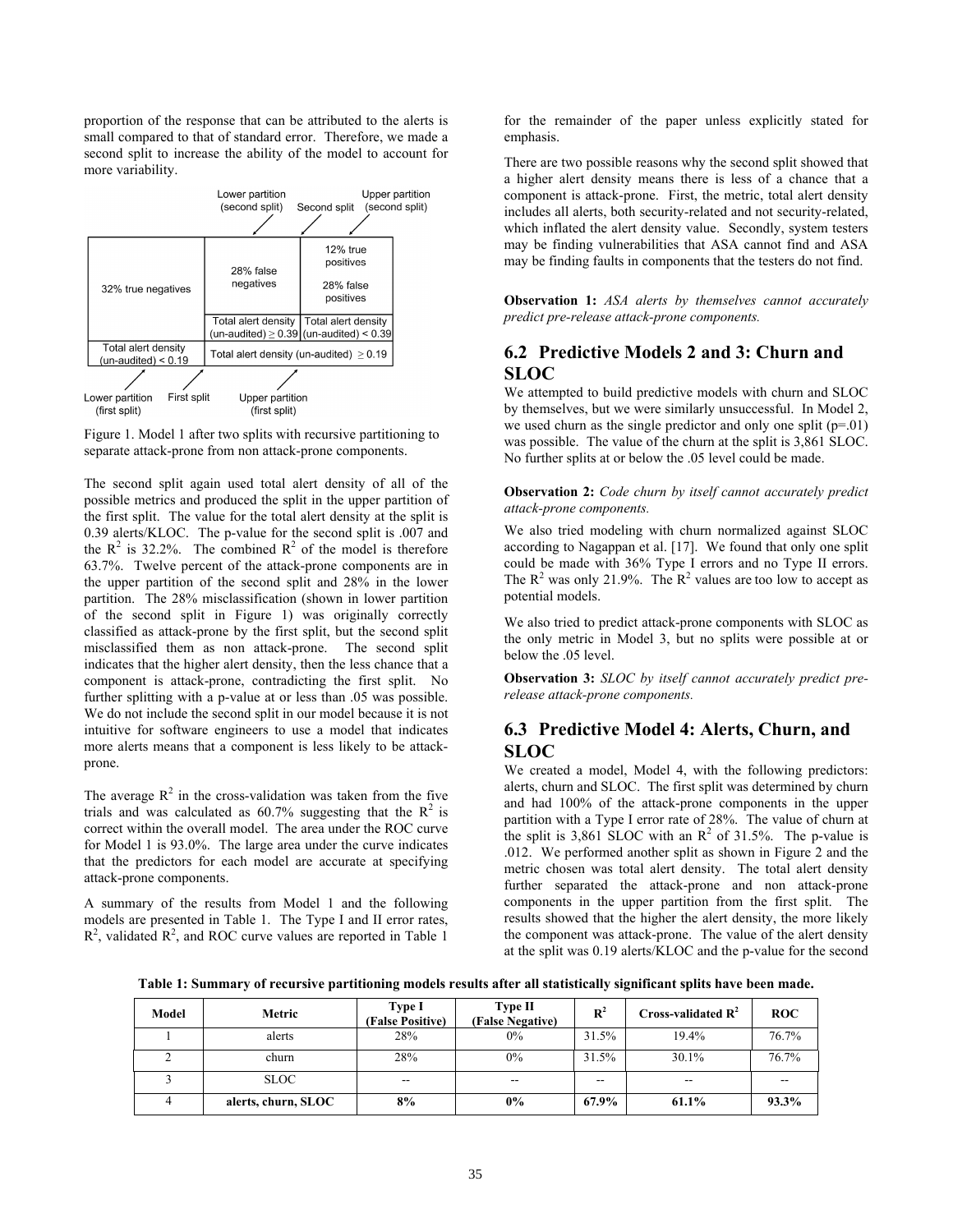proportion of the response that can be attributed to the alerts is small compared to that of standard error. Therefore, we made a second split to increase the ability of the model to account for more variability.

| 32% true negatives | 28% false negatives | 12% true positives<br><br>28% false positives |
|---|---|---|
| | Total alert density (un-audited) ≥ 0.39 | Total alert density (un-audited) < 0.39 |
| Total alert density (un-audited) < 0.19 | Total alert density (un-audited) ≥ 0.19 | |

Lower partition (second split) — Second split — Upper partition (second split)

Lower partition (first split) — First split — Upper partition (first split)

Figure 1. Model 1 after two splits with recursive partitioning to separate attack-prone from non attack-prone components.

The second split again used total alert density of all of the possible metrics and produced the split in the upper partition of the first split. The value for the total alert density at the split is 0.39 alerts/KLOC. The p-value for the second split is .007 and the $R^2$ is 32.2%. The combined $R^2$ of the model is therefore 63.7%. Twelve percent of the attack-prone components are in the upper partition of the second split and 28% in the lower partition. The 28% misclassification (shown in lower partition of the second split in Figure 1) was originally correctly classified as attack-prone by the first split, but the second split misclassified them as non attack-prone. The second split indicates that the higher alert density, then the less chance that a component is attack-prone, contradicting the first split. No further splitting with a p-value at or less than .05 was possible. We do not include the second split in our model because it is not intuitive for software engineers to use a model that indicates more alerts means that a component is less likely to be attack-prone.

The average $R^2$ in the cross-validation was taken from the five trials and was calculated as 60.7% suggesting that the $R^2$ is correct within the overall model. The area under the ROC curve for Model 1 is 93.0%. The large area under the curve indicates that the predictors for each model are accurate at specifying attack-prone components.

A summary of the results from Model 1 and the following models are presented in Table 1. The Type I and II error rates, $R^2$, validated $R^2$, and ROC curve values are reported in Table 1 for the remainder of the paper unless explicitly stated for emphasis.

There are two possible reasons why the second split showed that a higher alert density means there is less of a chance that a component is attack-prone. First, the metric, total alert density includes all alerts, both security-related and not security-related, which inflated the alert density value. Secondly, system testers may be finding vulnerabilities that ASA cannot find and ASA may be finding faults in components that the testers do not find.

**Observation 1:** *ASA alerts by themselves cannot accurately predict pre-release attack-prone components.*

## 6.2 Predictive Models 2 and 3: Churn and SLOC

We attempted to build predictive models with churn and SLOC by themselves, but we were similarly unsuccessful. In Model 2, we used churn as the single predictor and only one split (p=.01) was possible. The value of the churn at the split is 3,861 SLOC. No further splits at or below the .05 level could be made.

**Observation 2:** *Code churn by itself cannot accurately predict attack-prone components.*

We also tried modeling with churn normalized against SLOC according to Nagappan et al. [17]. We found that only one split could be made with 36% Type I errors and no Type II errors. The $R^2$ was only 21.9%. The $R^2$ values are too low to accept as potential models.

We also tried to predict attack-prone components with SLOC as the only metric in Model 3, but no splits were possible at or below the .05 level.

**Observation 3:** *SLOC by itself cannot accurately predict pre-release attack-prone components.*

## 6.3 Predictive Model 4: Alerts, Churn, and SLOC

We created a model, Model 4, with the following predictors: alerts, churn and SLOC. The first split was determined by churn and had 100% of the attack-prone components in the upper partition with a Type I error rate of 28%. The value of churn at the split is 3,861 SLOC with an $R^2$ of 31.5%. The p-value is .012. We performed another split as shown in Figure 2 and the metric chosen was total alert density. The total alert density further separated the attack-prone and non attack-prone components in the upper partition from the first split. The results showed that the higher the alert density, the more likely the component was attack-prone. The value of the alert density at the split was 0.19 alerts/KLOC and the p-value for the second

**Table 1: Summary of recursive partitioning models results after all statistically significant splits have been made.**

| Model | Metric | Type I (False Positive) | Type II (False Negative) | $R^2$ | Cross-validated $R^2$ | ROC |
|---|---|---|---|---|---|---|
| 1 | alerts | 28% | 0% | 31.5% | 19.4% | 76.7% |
| 2 | churn | 28% | 0% | 31.5% | 30.1% | 76.7% |
| 3 | SLOC | -- | -- | -- | -- | -- |
| 4 | **alerts, churn, SLOC** | **8%** | **0%** | **67.9%** | **61.1%** | **93.3%** |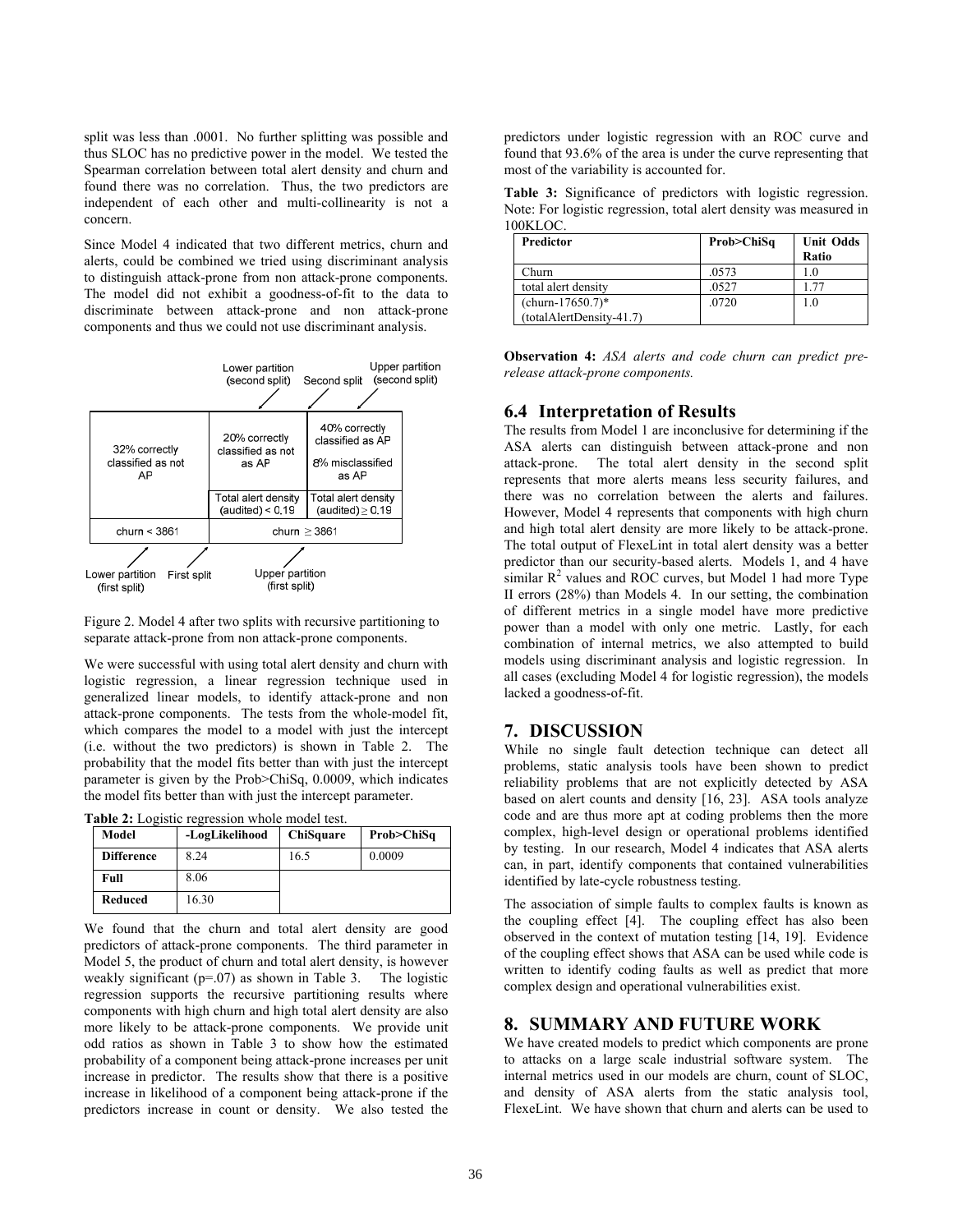split was less than .0001. No further splitting was possible and thus SLOC has no predictive power in the model. We tested the Spearman correlation between total alert density and churn and found there was no correlation. Thus, the two predictors are independent of each other and multi-collinearity is not a concern.

Since Model 4 indicated that two different metrics, churn and alerts, could be combined we tried using discriminant analysis to distinguish attack-prone from non attack-prone components. The model did not exhibit a goodness-of-fit to the data to discriminate between attack-prone and non attack-prone components and thus we could not use discriminant analysis.

| 32% correctly classified as not AP | 20% correctly classified as not as AP | 40% correctly classified as AP<br>8% misclassified as AP |
|---|---|---|
| | Total alert density (audited) < 0.19 | Total alert density (audited) ≥ 0.19 |
| churn < 3861 | churn ≥ 3861 | |

Labels: Lower partition (second split); Second split; Upper partition (second split); Lower partition (first split); First split; Upper partition (first split)

Figure 2. Model 4 after two splits with recursive partitioning to separate attack-prone from non attack-prone components.

We were successful with using total alert density and churn with logistic regression, a linear regression technique used in generalized linear models, to identify attack-prone and non attack-prone components. The tests from the whole-model fit, which compares the model to a model with just the intercept (i.e. without the two predictors) is shown in Table 2. The probability that the model fits better than with just the intercept parameter is given by the Prob>ChiSq, 0.0009, which indicates the model fits better than with just the intercept parameter.

**Table 2:** Logistic regression whole model test.

| Model | -LogLikelihood | ChiSquare | Prob>ChiSq |
|---|---|---|---|
| **Difference** | 8.24 | 16.5 | 0.0009 |
| **Full** | 8.06 | | |
| **Reduced** | 16.30 | | |

We found that the churn and total alert density are good predictors of attack-prone components. The third parameter in Model 5, the product of churn and total alert density, is however weakly significant (p=.07) as shown in Table 3. The logistic regression supports the recursive partitioning results where components with high churn and high total alert density are also more likely to be attack-prone components. We provide unit odd ratios as shown in Table 3 to show how the estimated probability of a component being attack-prone increases per unit increase in predictor. The results show that there is a positive increase in likelihood of a component being attack-prone if the predictors increase in count or density. We also tested the predictors under logistic regression with an ROC curve and found that 93.6% of the area is under the curve representing that most of the variability is accounted for.

**Table 3:** Significance of predictors with logistic regression. Note: For logistic regression, total alert density was measured in 100KLOC.

| Predictor | Prob>ChiSq | Unit Odds Ratio |
|---|---|---|
| Churn | .0573 | 1.0 |
| total alert density | .0527 | 1.77 |
| (churn-17650.7)* (totalAlertDensity-41.7) | .0720 | 1.0 |

**Observation 4:** *ASA alerts and code churn can predict pre-release attack-prone components.*

## 6.4 Interpretation of Results

The results from Model 1 are inconclusive for determining if the ASA alerts can distinguish between attack-prone and non attack-prone. The total alert density in the second split represents that more alerts means less security failures, and there was no correlation between the alerts and failures. However, Model 4 represents that components with high churn and high total alert density are more likely to be attack-prone. The total output of FlexeLint in total alert density was a better predictor than our security-based alerts. Models 1, and 4 have similar $R^2$ values and ROC curves, but Model 1 had more Type II errors (28%) than Models 4. In our setting, the combination of different metrics in a single model have more predictive power than a model with only one metric. Lastly, for each combination of internal metrics, we also attempted to build models using discriminant analysis and logistic regression. In all cases (excluding Model 4 for logistic regression), the models lacked a goodness-of-fit.

# 7. DISCUSSION

While no single fault detection technique can detect all problems, static analysis tools have been shown to predict reliability problems that are not explicitly detected by ASA based on alert counts and density [16, 23]. ASA tools analyze code and are thus more apt at coding problems then the more complex, high-level design or operational problems identified by testing. In our research, Model 4 indicates that ASA alerts can, in part, identify components that contained vulnerabilities identified by late-cycle robustness testing.

The association of simple faults to complex faults is known as the coupling effect [4]. The coupling effect has also been observed in the context of mutation testing [14, 19]. Evidence of the coupling effect shows that ASA can be used while code is written to identify coding faults as well as predict that more complex design and operational vulnerabilities exist.

# 8. SUMMARY AND FUTURE WORK

We have created models to predict which components are prone to attacks on a large scale industrial software system. The internal metrics used in our models are churn, count of SLOC, and density of ASA alerts from the static analysis tool, FlexeLint. We have shown that churn and alerts can be used to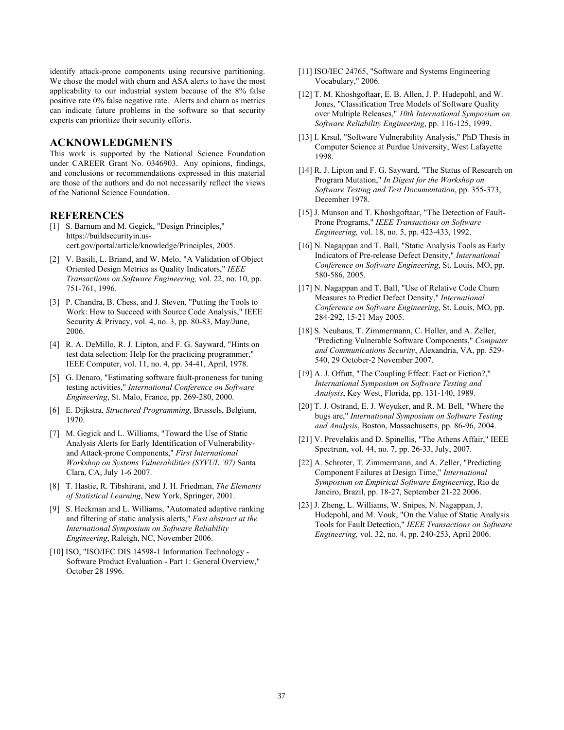identify attack-prone components using recursive partitioning. We chose the model with churn and ASA alerts to have the most applicability to our industrial system because of the 8% false positive rate 0% false negative rate. Alerts and churn as metrics can indicate future problems in the software so that security experts can prioritize their security efforts.

## ACKNOWLEDGMENTS

This work is supported by the National Science Foundation under CAREER Grant No. 0346903. Any opinions, findings, and conclusions or recommendations expressed in this material are those of the authors and do not necessarily reflect the views of the National Science Foundation.

## REFERENCES

[1] S. Barnum and M. Gegick, "Design Principles," https://buildsecurityin.us-cert.gov/portal/article/knowledge/Principles, 2005.

[2] V. Basili, L. Briand, and W. Melo, "A Validation of Object Oriented Design Metrics as Quality Indicators," *IEEE Transactions on Software Engineering,* vol. 22, no. 10, pp. 751-761, 1996.

[3] P. Chandra, B. Chess, and J. Steven, "Putting the Tools to Work: How to Succeed with Source Code Analysis," IEEE Security & Privacy, vol. 4, no. 3, pp. 80-83, May/June, 2006.

[4] R. A. DeMillo, R. J. Lipton, and F. G. Sayward, "Hints on test data selection: Help for the practicing programmer," IEEE Computer, vol. 11, no. 4, pp. 34-41, April, 1978.

[5] G. Denaro, "Estimating software fault-proneness for tuning testing activities," *International Conference on Software Engineering*, St. Malo, France, pp. 269-280, 2000.

[6] E. Dijkstra, *Structured Programming*, Brussels, Belgium, 1970.

[7] M. Gegick and L. Williams, "Toward the Use of Static Analysis Alerts for Early Identification of Vulnerability- and Attack-prone Components," *First International Workshop on Systems Vulnerabilities (SYVUL '07)* Santa Clara, CA, July 1-6 2007.

[8] T. Hastie, R. Tibshirani, and J. H. Friedman, *The Elements of Statistical Learning*, New York, Springer, 2001.

[9] S. Heckman and L. Williams, "Automated adaptive ranking and filtering of static analysis alerts," *Fast abstract at the International Symposium on Software Reliability Engineering*, Raleigh, NC, November 2006.

[10] ISO, "ISO/IEC DIS 14598-1 Information Technology - Software Product Evaluation - Part 1: General Overview," October 28 1996.

[11] ISO/IEC 24765, "Software and Systems Engineering Vocabulary," 2006.

[12] T. M. Khoshgoftaar, E. B. Allen, J. P. Hudepohl, and W. Jones, "Classification Tree Models of Software Quality over Multiple Releases," *10th International Symposium on Software Reliability Engineering*, pp. 116-125, 1999.

[13] I. Krsul, "Software Vulnerability Analysis," PhD Thesis in Computer Science at Purdue University, West Lafayette 1998.

[14] R. J. Lipton and F. G. Sayward, "The Status of Research on Program Mutation," *In Digest for the Workshop on Software Testing and Test Documentation*, pp. 355-373, December 1978.

[15] J. Munson and T. Khoshgoftaar, "The Detection of Fault-Prone Programs," *IEEE Transactions on Software Engineering,* vol. 18, no. 5, pp. 423-433, 1992.

[16] N. Nagappan and T. Ball, "Static Analysis Tools as Early Indicators of Pre-release Defect Density," *International Conference on Software Engineering*, St. Louis, MO, pp. 580-586, 2005.

[17] N. Nagappan and T. Ball, "Use of Relative Code Churn Measures to Predict Defect Density," *International Conference on Software Engineering*, St. Louis, MO, pp. 284-292, 15-21 May 2005.

[18] S. Neuhaus, T. Zimmermann, C. Holler, and A. Zeller, "Predicting Vulnerable Software Components," *Computer and Communications Security*, Alexandria, VA, pp. 529-540, 29 October-2 November 2007.

[19] A. J. Offutt, "The Coupling Effect: Fact or Fiction?," *International Symposium on Software Testing and Analysis*, Key West, Florida, pp. 131-140, 1989.

[20] T. J. Ostrand, E. J. Weyuker, and R. M. Bell, "Where the bugs are," *International Symposium on Software Testing and Analysis*, Boston, Massachusetts, pp. 86-96, 2004.

[21] V. Prevelakis and D. Spinellis, "The Athens Affair," IEEE Spectrum, vol. 44, no. 7, pp. 26-33, July, 2007.

[22] A. Schroter, T. Zimmermann, and A. Zeller, "Predicting Component Failures at Design Time," *International Symposium on Empirical Software Engineering*, Rio de Janeiro, Brazil, pp. 18-27, September 21-22 2006.

[23] J. Zheng, L. Williams, W. Snipes, N. Nagappan, J. Hudepohl, and M. Vouk, "On the Value of Static Analysis Tools for Fault Detection," *IEEE Transactions on Software Engineering,* vol. 32, no. 4, pp. 240-253, April 2006.